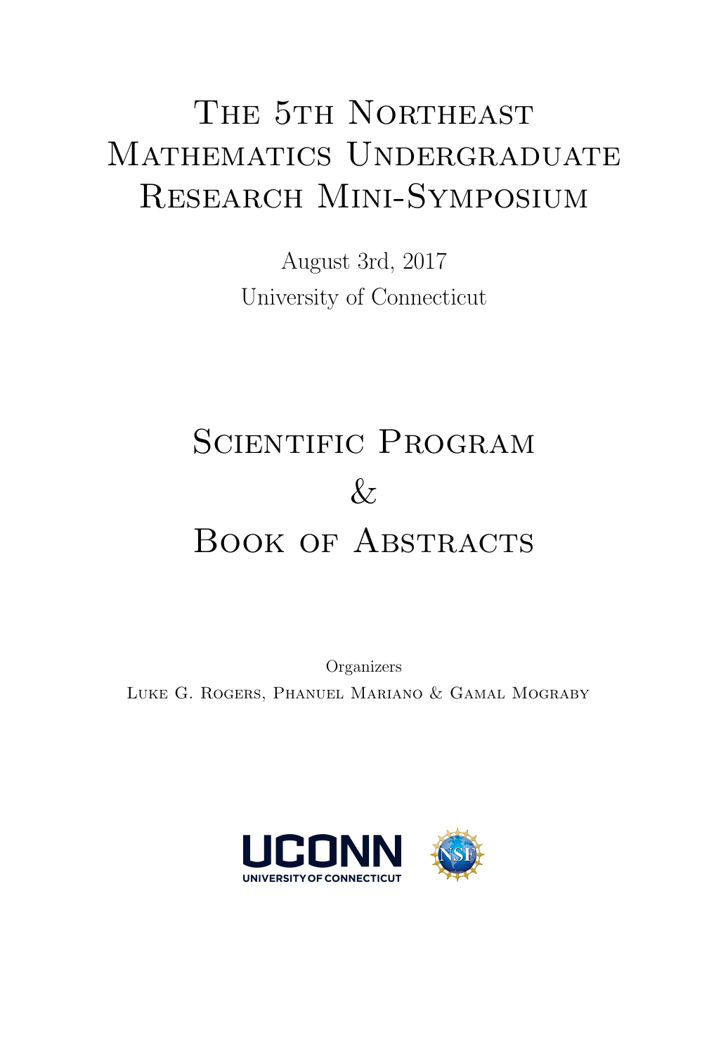# The 5th Northeast Mathematics Undergraduate Research Mini-Symposium

August 3rd, 2017

University of Connecticut

# Scientific Program & Book of Abstracts

Organizers

Luke G. Rogers, Phanuel Mariano & Gamal Mograby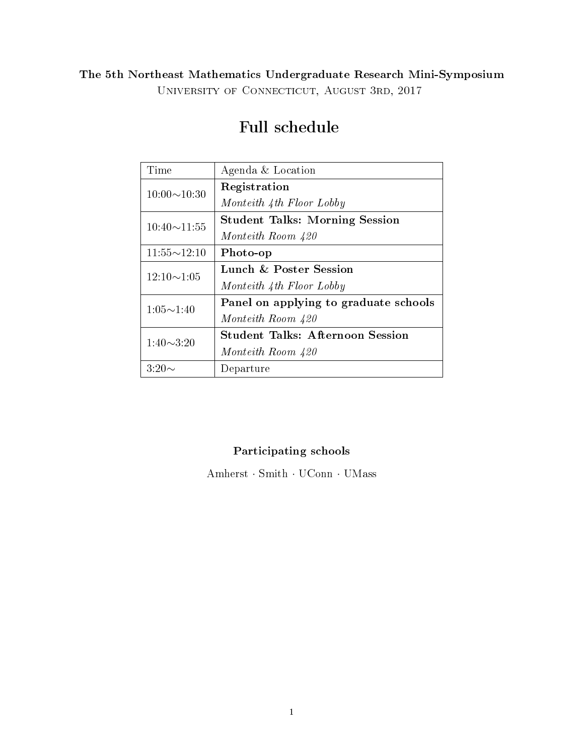**The 5th Northeast Mathematics Undergraduate Research Mini-Symposium**

University of Connecticut, August 3rd, 2017

# Full schedule

| Time | Agenda & Location |
| --- | --- |
| 10:00∼10:30 | **Registration**<br>*Monteith 4th Floor Lobby* |
| 10:40∼11:55 | **Student Talks: Morning Session**<br>*Monteith Room 420* |
| 11:55∼12:10 | **Photo-op** |
| 12:10∼1:05 | **Lunch & Poster Session**<br>*Monteith 4th Floor Lobby* |
| 1:05∼1:40 | **Panel on applying to graduate schools**<br>*Monteith Room 420* |
| 1:40∼3:20 | **Student Talks: Afternoon Session**<br>*Monteith Room 420* |
| 3:20∼ | Departure |

### Participating schools

Amherst · Smith · UConn · UMass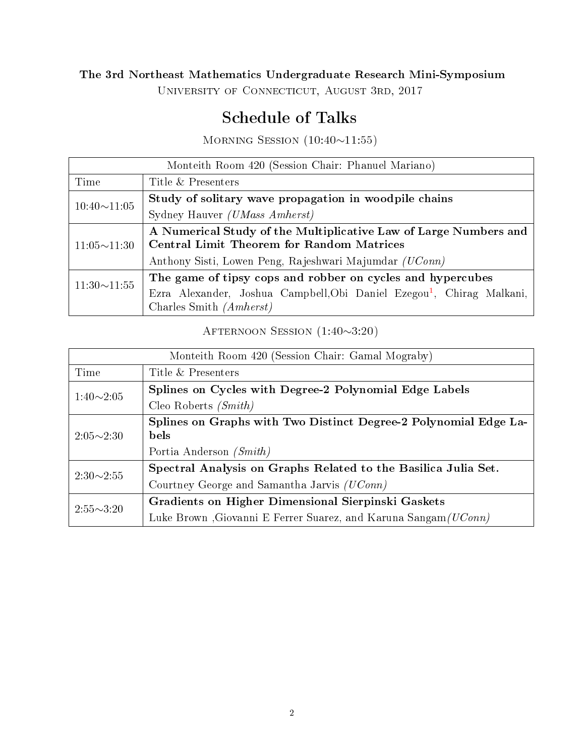**The 3rd Northeast Mathematics Undergraduate Research Mini-Symposium**

University of Connecticut, August 3rd, 2017

# Schedule of Talks

Morning Session (10:40∼11:55)

| Monteith Room 420 (Session Chair: Phanuel Mariano) | |
|---|---|
| Time | Title & Presenters |
| 10:40∼11:05 | **Study of solitary wave propagation in woodpile chains**<br>Sydney Hauver *(UMass Amherst)* |
| 11:05∼11:30 | **A Numerical Study of the Multiplicative Law of Large Numbers and Central Limit Theorem for Random Matrices**<br>Anthony Sisti, Lowen Peng, Rajeshwari Majumdar *(UConn)* |
| 11:30∼11:55 | **The game of tipsy cops and robber on cycles and hypercubes**<br>Ezra Alexander, Joshua Campbell,Obi Daniel Ezegou[1], Chirag Malkani, Charles Smith *(Amherst)* |

Afternoon Session (1:40∼3:20)

| Monteith Room 420 (Session Chair: Gamal Mograby) | |
|---|---|
| Time | Title & Presenters |
| 1:40∼2:05 | **Splines on Cycles with Degree-2 Polynomial Edge Labels**<br>Cleo Roberts *(Smith)* |
| 2:05∼2:30 | **Splines on Graphs with Two Distinct Degree-2 Polynomial Edge Labels**<br>Portia Anderson *(Smith)* |
| 2:30∼2:55 | **Spectral Analysis on Graphs Related to the Basilica Julia Set.**<br>Courtney George and Samantha Jarvis *(UConn)* |
| 2:55∼3:20 | **Gradients on Higher Dimensional Sierpinski Gaskets**<br>Luke Brown ,Giovanni E Ferrer Suarez, and Karuna Sangam*(UConn)* |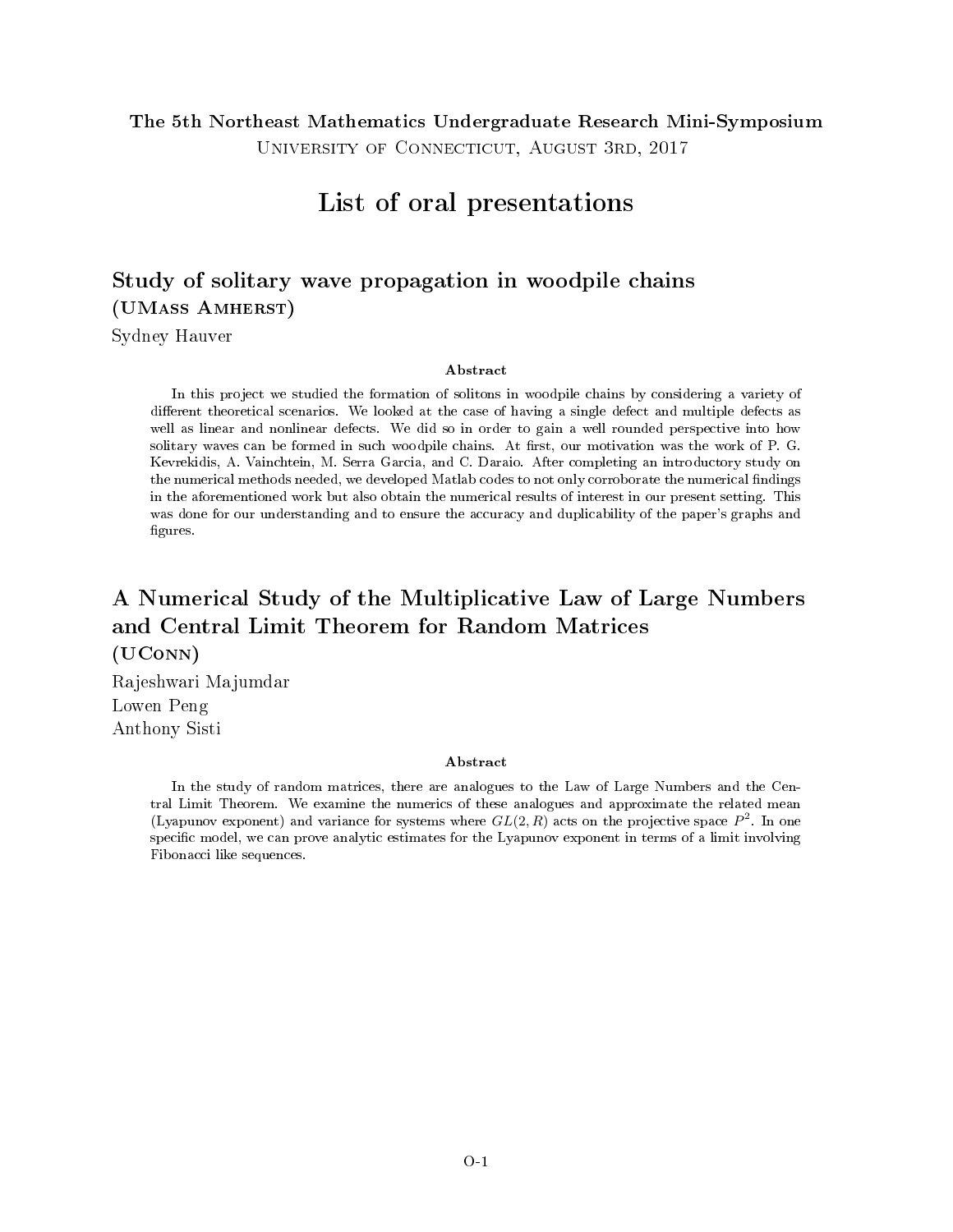**The 5th Northeast Mathematics Undergraduate Research Mini-Symposium**
University of Connecticut, August 3rd, 2017

# List of oral presentations

## Study of solitary wave propagation in woodpile chains

**(UMass Amherst)**

Sydney Hauver

**Abstract**

In this project we studied the formation of solitons in woodpile chains by considering a variety of different theoretical scenarios. We looked at the case of having a single defect and multiple defects as well as linear and nonlinear defects. We did so in order to gain a well rounded perspective into how solitary waves can be formed in such woodpile chains. At first, our motivation was the work of P. G. Kevrekidis, A. Vainchtein, M. Serra Garcia, and C. Daraio. After completing an introductory study on the numerical methods needed, we developed Matlab codes to not only corroborate the numerical findings in the aforementioned work but also obtain the numerical results of interest in our present setting. This was done for our understanding and to ensure the accuracy and duplicability of the paper's graphs and figures.

## A Numerical Study of the Multiplicative Law of Large Numbers and Central Limit Theorem for Random Matrices

**(UConn)**

Rajeshwari Majumdar
Lowen Peng
Anthony Sisti

**Abstract**

In the study of random matrices, there are analogues to the Law of Large Numbers and the Central Limit Theorem. We examine the numerics of these analogues and approximate the related mean (Lyapunov exponent) and variance for systems where $GL(2, R)$ acts on the projective space $P^2$. In one specific model, we can prove analytic estimates for the Lyapunov exponent in terms of a limit involving Fibonacci like sequences.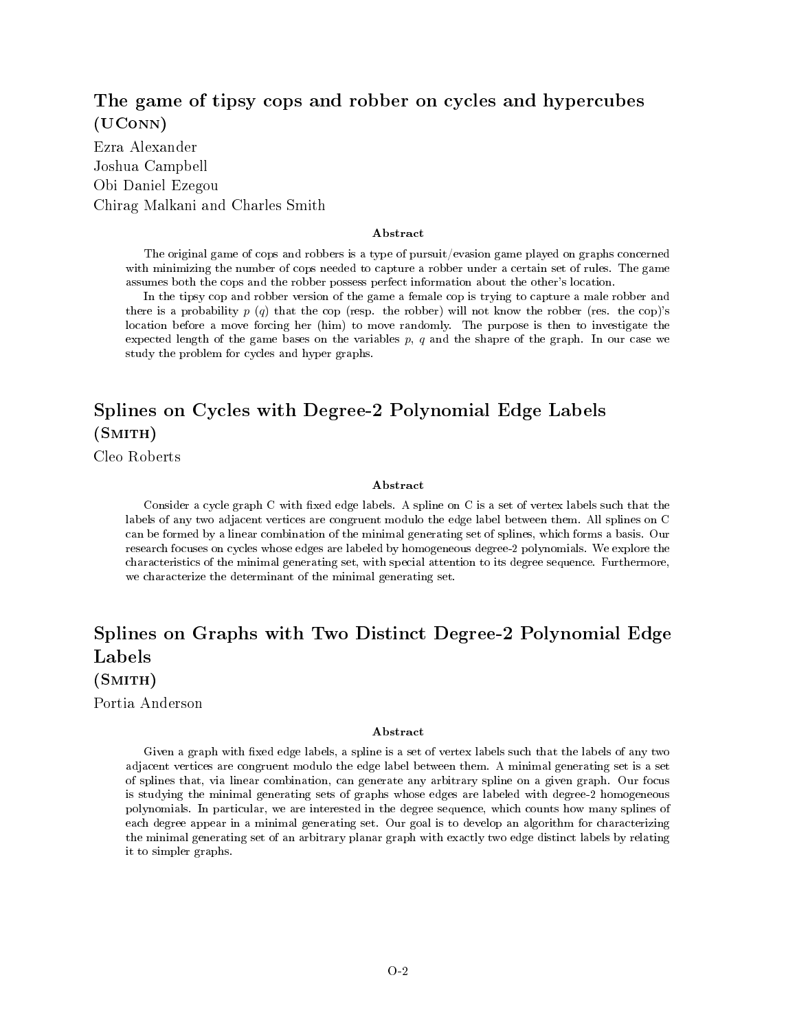## The game of tipsy cops and robber on cycles and hypercubes

**(UConn)**

Ezra Alexander
Joshua Campbell
Obi Daniel Ezegou
Chirag Malkani and Charles Smith

**Abstract**

The original game of cops and robbers is a type of pursuit/evasion game played on graphs concerned with minimizing the number of cops needed to capture a robber under a certain set of rules. The game assumes both the cops and the robber possess perfect information about the other's location.

In the tipsy cop and robber version of the game a female cop is trying to capture a male robber and there is a probability $p$ ($q$) that the cop (resp. the robber) will not know the robber (res. the cop)'s location before a move forcing her (him) to move randomly. The purpose is then to investigate the expected length of the game bases on the variables $p$, $q$ and the shapre of the graph. In our case we study the problem for cycles and hyper graphs.

## Splines on Cycles with Degree-2 Polynomial Edge Labels

**(Smith)**

Cleo Roberts

**Abstract**

Consider a cycle graph C with fixed edge labels. A spline on C is a set of vertex labels such that the labels of any two adjacent vertices are congruent modulo the edge label between them. All splines on C can be formed by a linear combination of the minimal generating set of splines, which forms a basis. Our research focuses on cycles whose edges are labeled by homogeneous degree-2 polynomials. We explore the characteristics of the minimal generating set, with special attention to its degree sequence. Furthermore, we characterize the determinant of the minimal generating set.

## Splines on Graphs with Two Distinct Degree-2 Polynomial Edge Labels

**(Smith)**

Portia Anderson

**Abstract**

Given a graph with fixed edge labels, a spline is a set of vertex labels such that the labels of any two adjacent vertices are congruent modulo the edge label between them. A minimal generating set is a set of splines that, via linear combination, can generate any arbitrary spline on a given graph. Our focus is studying the minimal generating sets of graphs whose edges are labeled with degree-2 homogeneous polynomials. In particular, we are interested in the degree sequence, which counts how many splines of each degree appear in a minimal generating set. Our goal is to develop an algorithm for characterizing the minimal generating set of an arbitrary planar graph with exactly two edge distinct labels by relating it to simpler graphs.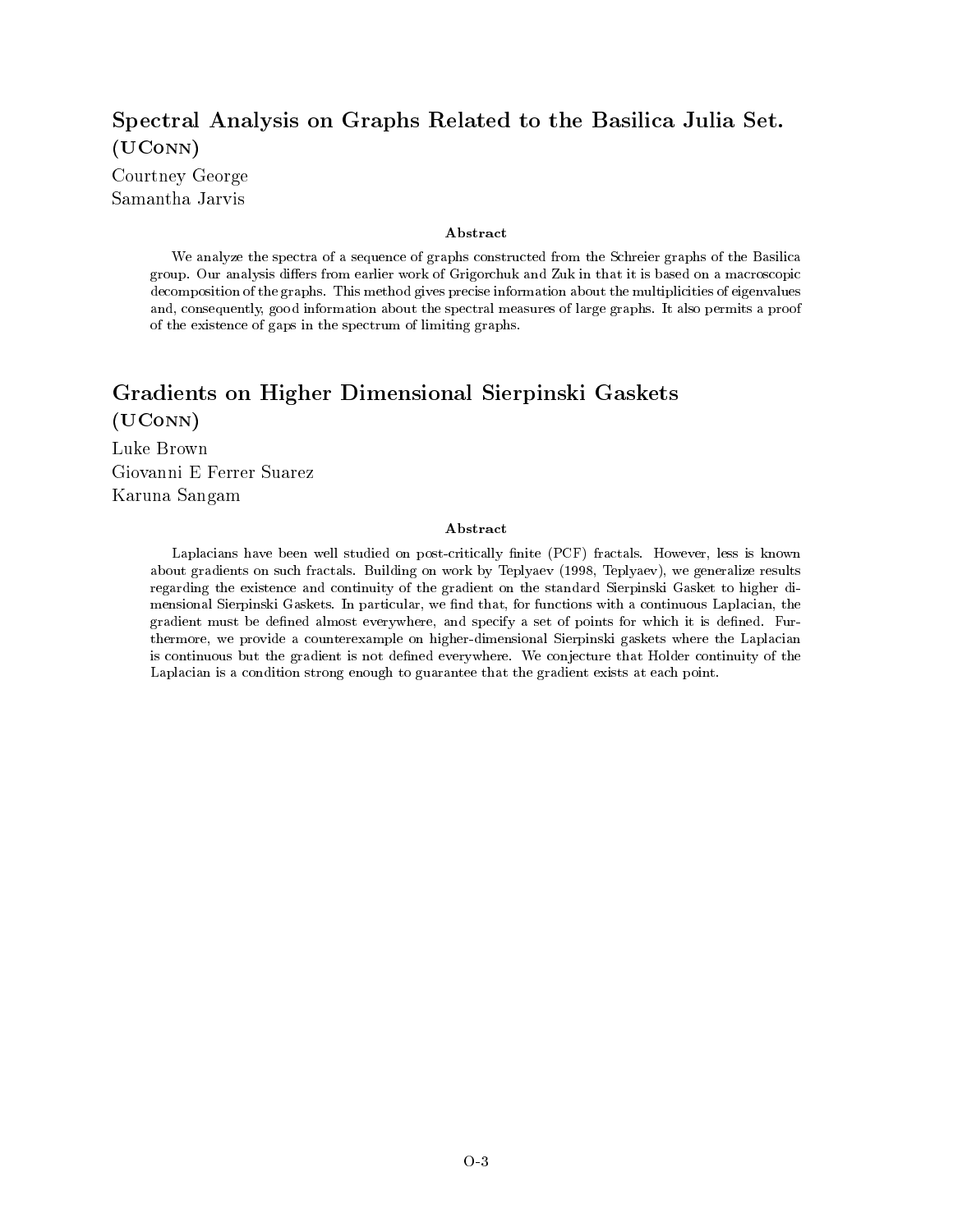## Spectral Analysis on Graphs Related to the Basilica Julia Set. (UConn)

Courtney George
Samantha Jarvis

### Abstract

We analyze the spectra of a sequence of graphs constructed from the Schreier graphs of the Basilica group. Our analysis differs from earlier work of Grigorchuk and Zuk in that it is based on a macroscopic decomposition of the graphs. This method gives precise information about the multiplicities of eigenvalues and, consequently, good information about the spectral measures of large graphs. It also permits a proof of the existence of gaps in the spectrum of limiting graphs.

## Gradients on Higher Dimensional Sierpinski Gaskets (UConn)

Luke Brown
Giovanni E Ferrer Suarez
Karuna Sangam

### Abstract

Laplacians have been well studied on post-critically finite (PCF) fractals. However, less is known about gradients on such fractals. Building on work by Teplyaev (1998, Teplyaev), we generalize results regarding the existence and continuity of the gradient on the standard Sierpinski Gasket to higher dimensional Sierpinski Gaskets. In particular, we find that, for functions with a continuous Laplacian, the gradient must be defined almost everywhere, and specify a set of points for which it is defined. Furthermore, we provide a counterexample on higher-dimensional Sierpinski gaskets where the Laplacian is continuous but the gradient is not defined everywhere. We conjecture that Holder continuity of the Laplacian is a condition strong enough to guarantee that the gradient exists at each point.